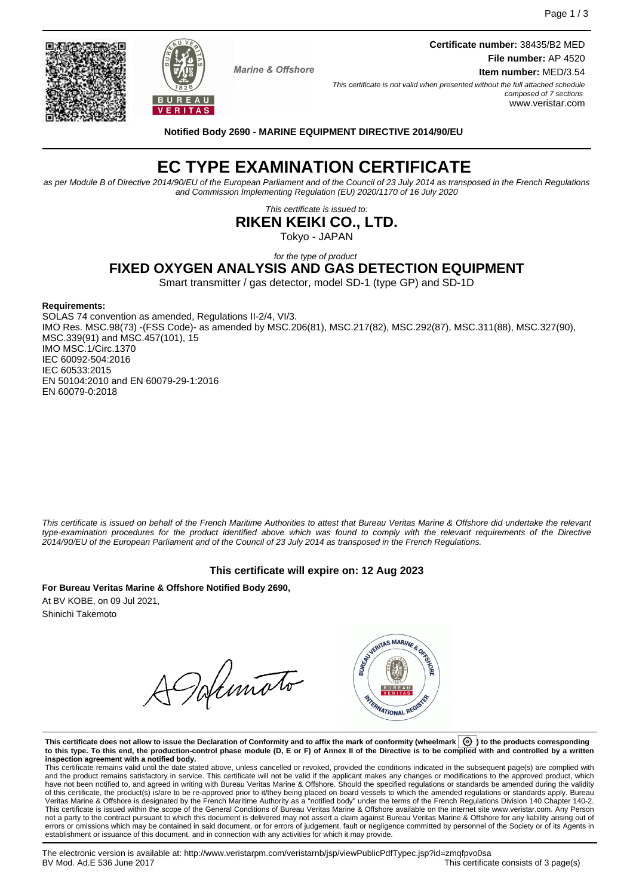Marine & Offshore

**Certificate number:** 38435/B2 MED
**File number:** AP 4520
**Item number:** MED/3.54

*This certificate is not valid when presented without the full attached schedule composed of 7 sections*
www.veristar.com

**Notified Body 2690 - MARINE EQUIPMENT DIRECTIVE 2014/90/EU**

# EC TYPE EXAMINATION CERTIFICATE

*as per Module B of Directive 2014/90/EU of the European Parliament and of the Council of 23 July 2014 as transposed in the French Regulations and Commission Implementing Regulation (EU) 2020/1170 of 16 July 2020*

*This certificate is issued to:*

## RIKEN KEIKI CO., LTD.

Tokyo - JAPAN

*for the type of product*

## FIXED OXYGEN ANALYSIS AND GAS DETECTION EQUIPMENT

Smart transmitter / gas detector, model SD-1 (type GP) and SD-1D

**Requirements:**

SOLAS 74 convention as amended, Regulations II-2/4, VI/3.
IMO Res. MSC.98(73) -(FSS Code)- as amended by MSC.206(81), MSC.217(82), MSC.292(87), MSC.311(88), MSC.327(90), MSC.339(91) and MSC.457(101), 15
IMO MSC.1/Circ.1370
IEC 60092-504:2016
IEC 60533:2015
EN 50104:2010 and EN 60079-29-1:2016
EN 60079-0:2018

*This certificate is issued on behalf of the French Maritime Authorities to attest that Bureau Veritas Marine & Offshore did undertake the relevant type-examination procedures for the product identified above which was found to comply with the relevant requirements of the Directive 2014/90/EU of the European Parliament and of the Council of 23 July 2014 as transposed in the French Regulations.*

**This certificate will expire on: 12 Aug 2023**

**For Bureau Veritas Marine & Offshore Notified Body 2690,**
At BV KOBE, on 09 Jul 2021,
Shinichi Takemoto

**This certificate does not allow to issue the Declaration of Conformity and to affix the mark of conformity (wheelmark) to the products corresponding to this type. To this end, the production-control phase module (D, E or F) of Annex II of the Directive is to be complied with and controlled by a written inspection agreement with a notified body.**

This certificate remains valid until the date stated above, unless cancelled or revoked, provided the conditions indicated in the subsequent page(s) are complied with and the product remains satisfactory in service. This certificate will not be valid if the applicant makes any changes or modifications to the approved product, which have not been notified to, and agreed in writing with Bureau Veritas Marine & Offshore. Should the specified regulations or standards be amended during the validity of this certificate, the product(s) is/are to be re-approved prior to it/they being placed on board vessels to which the amended regulations or standards apply. Bureau Veritas Marine & Offshore is designated by the French Maritime Authority as a "notified body" under the terms of the French Regulations Division 140 Chapter 140-2. This certificate is issued within the scope of the General Conditions of Bureau Veritas Marine & Offshore available on the internet site www.veristar.com. Any Person not a party to the contract pursuant to which this document is delivered may not assert a claim against Bureau Veritas Marine & Offshore for any liability arising out of errors or omissions which may be contained in said document, or for errors of judgement, fault or negligence committed by personnel of the Society or of its Agents in establishment or issuance of this document, and in connection with any activities for which it may provide.

The electronic version is available at: http://www.veristarpm.com/veristarnb/jsp/viewPublicPdfTypec.jsp?id=zmqfpvo0sa
BV Mod. Ad.E 536 June 2017
This certificate consists of 3 page(s)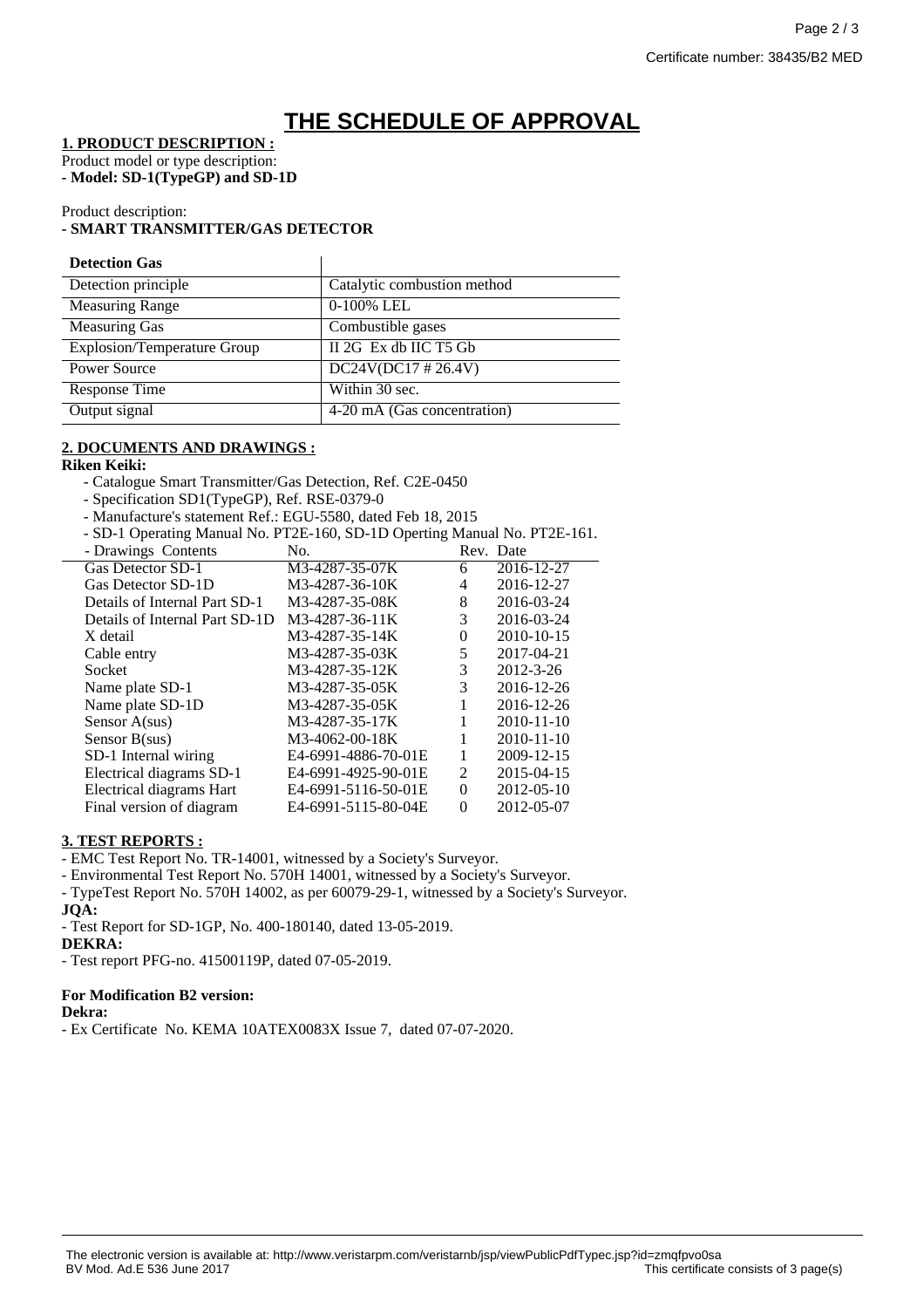Certificate number: 38435/B2 MED

# THE SCHEDULE OF APPROVAL

**1. PRODUCT DESCRIPTION :**

Product model or type description:
**- Model: SD-1(TypeGP) and SD-1D**

Product description:
**- SMART TRANSMITTER/GAS DETECTOR**

| **Detection Gas** | |
|---|---|
| Detection principle | Catalytic combustion method |
| Measuring Range | 0-100% LEL |
| Measuring Gas | Combustible gases |
| Explosion/Temperature Group | II 2G Ex db IIC T5 Gb |
| Power Source | DC24V(DC17 # 26.4V) |
| Response Time | Within 30 sec. |
| Output signal | 4-20 mA (Gas concentration) |

**2. DOCUMENTS AND DRAWINGS :**

**Riken Keiki:**

- Catalogue Smart Transmitter/Gas Detection, Ref. C2E-0450
- Specification SD1(TypeGP), Ref. RSE-0379-0
- Manufacture's statement Ref.: EGU-5580, dated Feb 18, 2015
- SD-1 Operating Manual No. PT2E-160, SD-1D Operting Manual No. PT2E-161.
- Drawings Contents

| Contents | No. | Rev. | Date |
|---|---|---|---|
| Gas Detector SD-1 | M3-4287-35-07K | 6 | 2016-12-27 |
| Gas Detector SD-1D | M3-4287-36-10K | 4 | 2016-12-27 |
| Details of Internal Part SD-1 | M3-4287-35-08K | 8 | 2016-03-24 |
| Details of Internal Part SD-1D | M3-4287-36-11K | 3 | 2016-03-24 |
| X detail | M3-4287-35-14K | 0 | 2010-10-15 |
| Cable entry | M3-4287-35-03K | 5 | 2017-04-21 |
| Socket | M3-4287-35-12K | 3 | 2012-3-26 |
| Name plate SD-1 | M3-4287-35-05K | 3 | 2016-12-26 |
| Name plate SD-1D | M3-4287-35-05K | 1 | 2016-12-26 |
| Sensor A(sus) | M3-4287-35-17K | 1 | 2010-11-10 |
| Sensor B(sus) | M3-4062-00-18K | 1 | 2010-11-10 |
| SD-1 Internal wiring | E4-6991-4886-70-01E | 1 | 2009-12-15 |
| Electrical diagrams SD-1 | E4-6991-4925-90-01E | 2 | 2015-04-15 |
| Electrical diagrams Hart | E4-6991-5116-50-01E | 0 | 2012-05-10 |
| Final version of diagram | E4-6991-5115-80-04E | 0 | 2012-05-07 |

**3. TEST REPORTS :**

- EMC Test Report No. TR-14001, witnessed by a Society's Surveyor.
- Environmental Test Report No. 570H 14001, witnessed by a Society's Surveyor.
- TypeTest Report No. 570H 14002, as per 60079-29-1, witnessed by a Society's Surveyor.

**JQA:**

- Test Report for SD-1GP, No. 400-180140, dated 13-05-2019.

**DEKRA:**

- Test report PFG-no. 41500119P, dated 07-05-2019.

**For Modification B2 version:**

**Dekra:**

- Ex Certificate No. KEMA 10ATEX0083X Issue 7, dated 07-07-2020.

The electronic version is available at: http://www.veristarpm.com/veristarnb/jsp/viewPublicPdfTypec.jsp?id=zmqfpvo0sa
BV Mod. Ad.E 536 June 2017
This certificate consists of 3 page(s)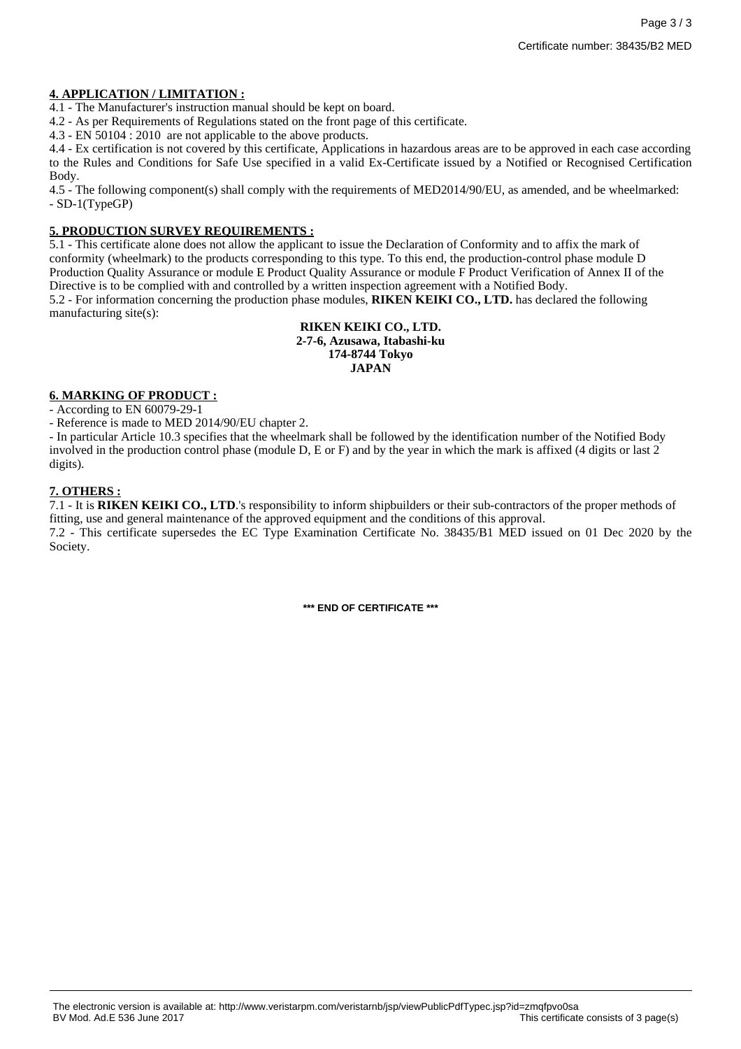## 4. APPLICATION / LIMITATION :

4.1 - The Manufacturer's instruction manual should be kept on board.
4.2 - As per Requirements of Regulations stated on the front page of this certificate.
4.3 - EN 50104 : 2010 are not applicable to the above products.
4.4 - Ex certification is not covered by this certificate, Applications in hazardous areas are to be approved in each case according to the Rules and Conditions for Safe Use specified in a valid Ex-Certificate issued by a Notified or Recognised Certification Body.
4.5 - The following component(s) shall comply with the requirements of MED2014/90/EU, as amended, and be wheelmarked:
- SD-1(TypeGP)

## 5. PRODUCTION SURVEY REQUIREMENTS :

5.1 - This certificate alone does not allow the applicant to issue the Declaration of Conformity and to affix the mark of conformity (wheelmark) to the products corresponding to this type. To this end, the production-control phase module D Production Quality Assurance or module E Product Quality Assurance or module F Product Verification of Annex II of the Directive is to be complied with and controlled by a written inspection agreement with a Notified Body.
5.2 - For information concerning the production phase modules, **RIKEN KEIKI CO., LTD.** has declared the following manufacturing site(s):

**RIKEN KEIKI CO., LTD.**
**2-7-6, Azusawa, Itabashi-ku**
**174-8744 Tokyo**
**JAPAN**

## 6. MARKING OF PRODUCT :

- According to EN 60079-29-1
- Reference is made to MED 2014/90/EU chapter 2.
- In particular Article 10.3 specifies that the wheelmark shall be followed by the identification number of the Notified Body involved in the production control phase (module D, E or F) and by the year in which the mark is affixed (4 digits or last 2 digits).

## 7. OTHERS :

7.1 - It is **RIKEN KEIKI CO., LTD**.'s responsibility to inform shipbuilders or their sub-contractors of the proper methods of fitting, use and general maintenance of the approved equipment and the conditions of this approval.
7.2 - This certificate supersedes the EC Type Examination Certificate No. 38435/B1 MED issued on 01 Dec 2020 by the Society.

**\*\*\* END OF CERTIFICATE \*\*\***

The electronic version is available at: http://www.veristarpm.com/veristarnb/jsp/viewPublicPdfTypec.jsp?id=zmqfpvo0sa
BV Mod. Ad.E 536 June 2017